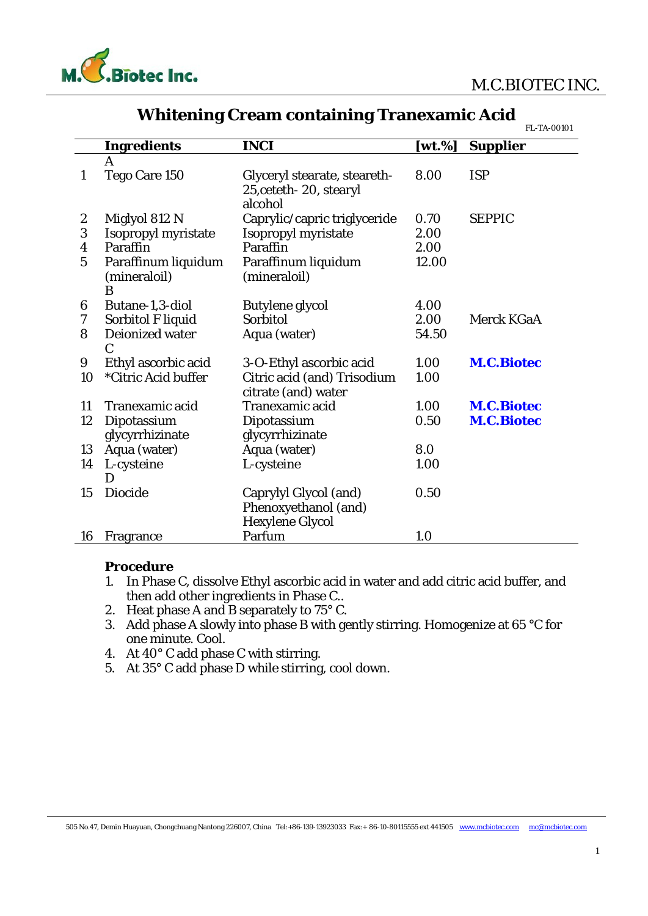# Whitening Cream containing Tranexamic Acid

FL-TA-00101

| | Ingredients | INCI | [wt.%] | Supplier |
|---|---|---|---|---|
| | A | | | |
| 1 | Tego Care 150 | Glyceryl stearate, steareth-25,ceteth- 20, stearyl alcohol | 8.00 | ISP |
| 2 | Miglyol 812 N | Caprylic/capric triglyceride | 0.70 | SEPPIC |
| 3 | Isopropyl myristate | Isopropyl myristate | 2.00 | |
| 4 | Paraffin | Paraffin | 2.00 | |
| 5 | Paraffinum liquidum (mineraloil) | Paraffinum liquidum (mineraloil) | 12.00 | |
| | B | | | |
| 6 | Butane-1,3-diol | Butylene glycol | 4.00 | |
| 7 | Sorbitol F liquid | Sorbitol | 2.00 | Merck KGaA |
| 8 | Deionized water | Aqua (water) | 54.50 | |
| | C | | | |
| 9 | Ethyl ascorbic acid | 3-O-Ethyl ascorbic acid | 1.00 | **M.C.Biotec** |
| 10 | *Citric Acid buffer | Citric acid (and) Trisodium citrate (and) water | 1.00 | |
| 11 | Tranexamic acid | Tranexamic acid | 1.00 | **M.C.Biotec** |
| 12 | Dipotassium glycyrrhizinate | Dipotassium glycyrrhizinate | 0.50 | **M.C.Biotec** |
| 13 | Aqua (water) | Aqua (water) | 8.0 | |
| 14 | L-cysteine | L-cysteine | 1.00 | |
| | D | | | |
| 15 | Diocide | Caprylyl Glycol (and) Phenoxyethanol (and) Hexylene Glycol | 0.50 | |
| 16 | Fragrance | Parfum | 1.0 | |

**Procedure**

1. In Phase C, dissolve Ethyl ascorbic acid in water and add citric acid buffer, and then add other ingredients in Phase C..
2. Heat phase A and B separately to 75° C.
3. Add phase A slowly into phase B with gently stirring. Homogenize at 65 °C for one minute. Cool.
4. At 40° C add phase C with stirring.
5. At 35° C add phase D while stirring, cool down.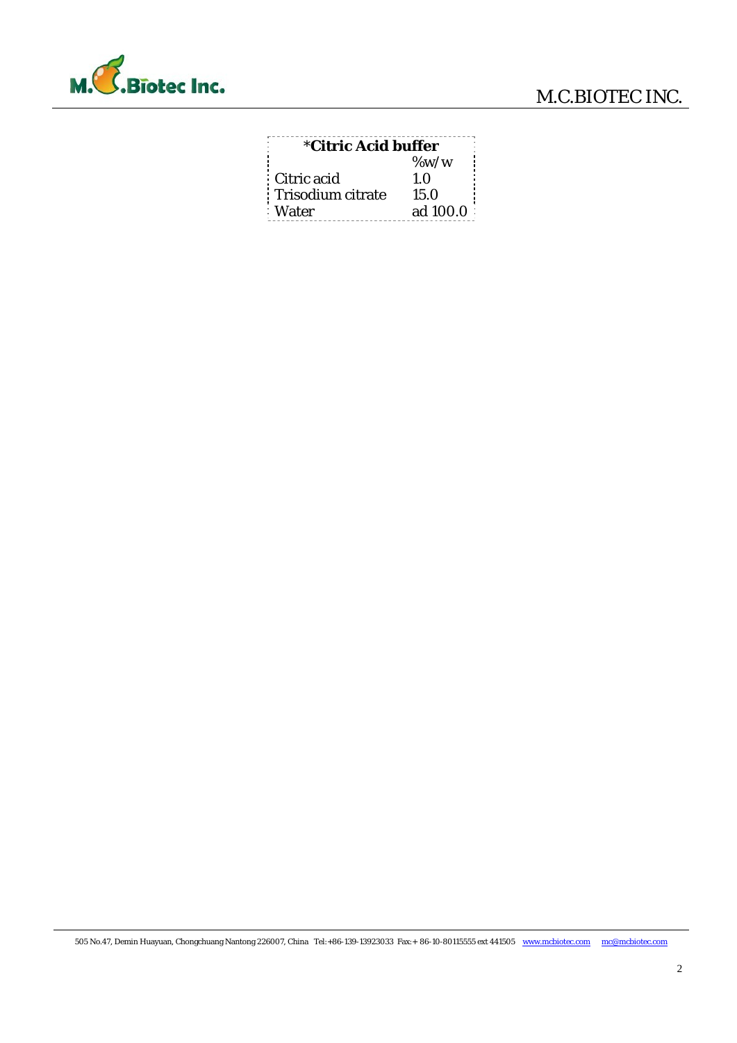| **\*Citric Acid buffer** | |
|---|---|
| | %w/w |
| Citric acid | 1.0 |
| Trisodium citrate | 15.0 |
| Water | ad 100.0 |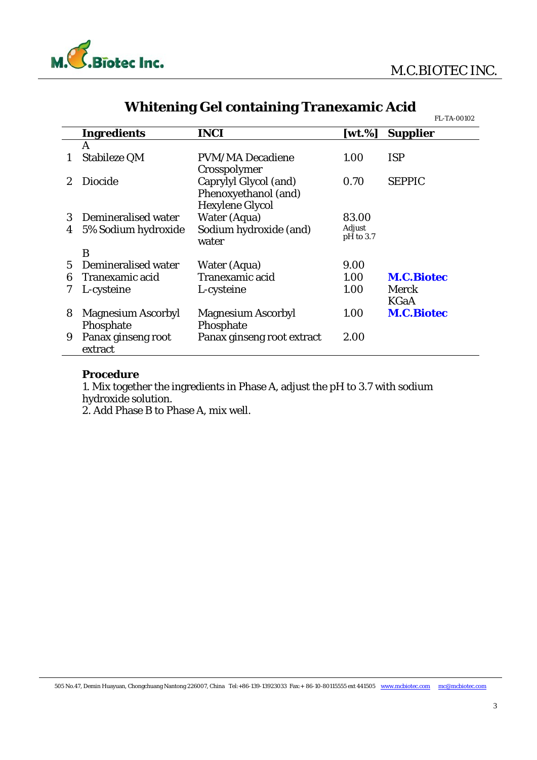# Whitening Gel containing Tranexamic Acid

FL-TA-00102

| | Ingredients | INCI | [wt.%] | Supplier |
|---|---|---|---|---|
| | A | | | |
| 1 | Stabileze QM | PVM/MA Decadiene Crosspolymer | 1.00 | ISP |
| 2 | Diocide | Caprylyl Glycol (and) Phenoxyethanol (and) Hexylene Glycol | 0.70 | SEPPIC |
| 3 | Demineralised water | Water (Aqua) | 83.00 | |
| 4 | 5% Sodium hydroxide | Sodium hydroxide (and) water | Adjust pH to 3.7 | |
| | B | | | |
| 5 | Demineralised water | Water (Aqua) | 9.00 | |
| 6 | Tranexamic acid | Tranexamic acid | 1.00 | **M.C.Biotec** |
| 7 | L-cysteine | L-cysteine | 1.00 | Merck KGaA |
| 8 | Magnesium Ascorbyl Phosphate | Magnesium Ascorbyl Phosphate | 1.00 | **M.C.Biotec** |
| 9 | Panax ginseng root extract | Panax ginseng root extract | 2.00 | |

**Procedure**

1. Mix together the ingredients in Phase A, adjust the pH to 3.7 with sodium hydroxide solution.
2. Add Phase B to Phase A, mix well.

505 No.47, Demin Huayuan, Chongchuang Nantong 226007, China Tel:+86-139-13923033 Fax:+ 86-10-80115555 ext 441505 www.mcbiotec.com mc@mcbiotec.com